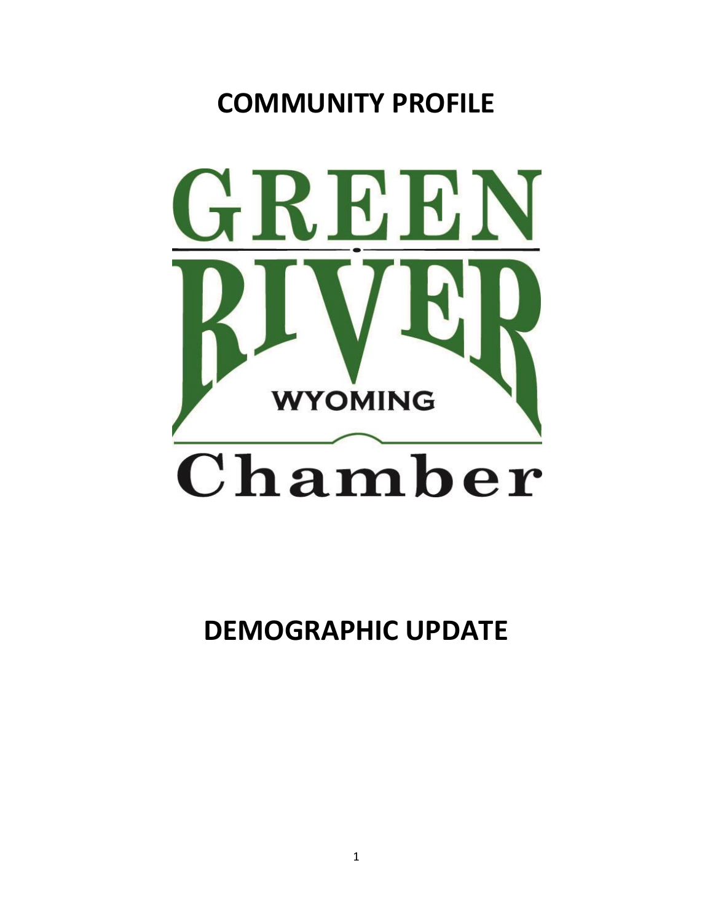# COMMUNITY PROFILE

GREEN RIVER

WYOMING

Chamber

# DEMOGRAPHIC UPDATE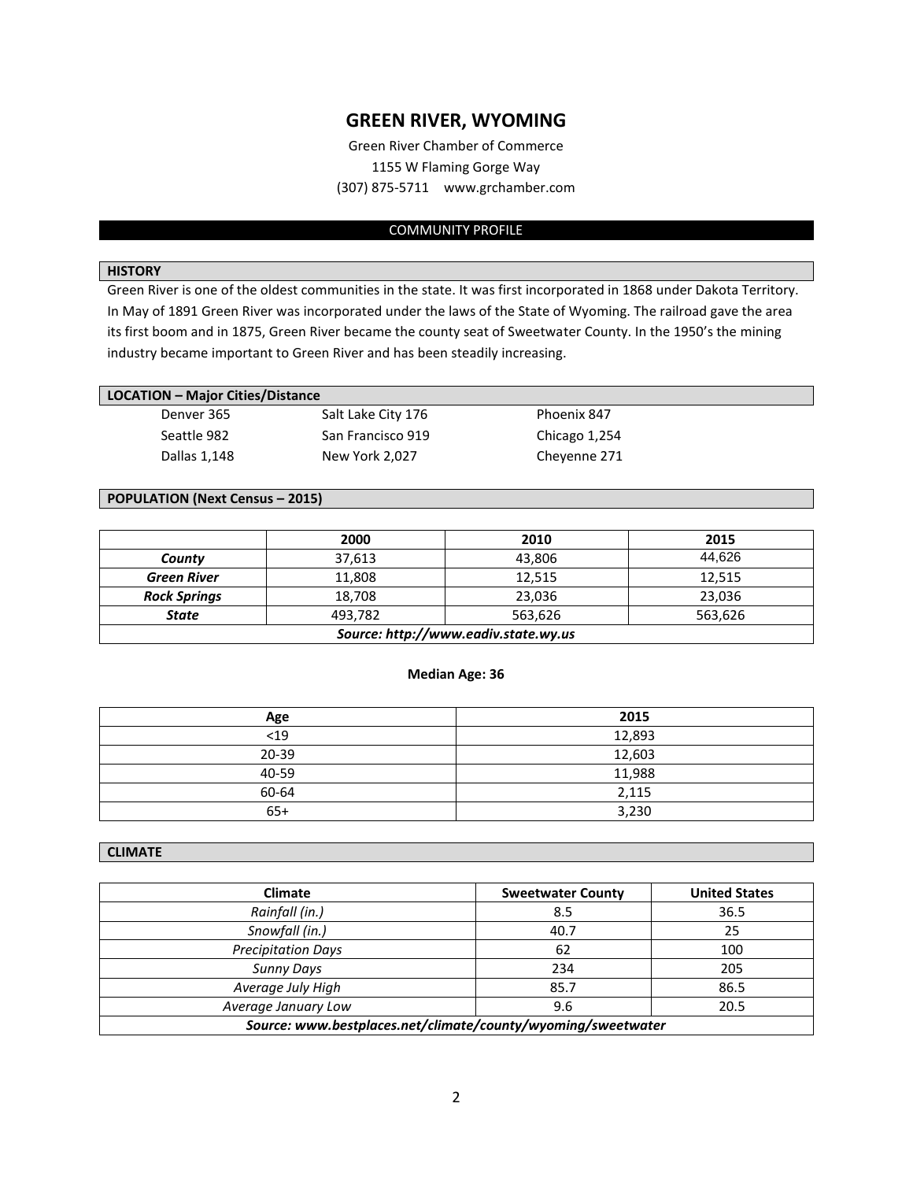# GREEN RIVER, WYOMING

Green River Chamber of Commerce
1155 W Flaming Gorge Way
(307) 875-5711 www.grchamber.com

## COMMUNITY PROFILE

### HISTORY

Green River is one of the oldest communities in the state. It was first incorporated in 1868 under Dakota Territory. In May of 1891 Green River was incorporated under the laws of the State of Wyoming. The railroad gave the area its first boom and in 1875, Green River became the county seat of Sweetwater County. In the 1950's the mining industry became important to Green River and has been steadily increasing.

### LOCATION – Major Cities/Distance

| | | |
|---|---|---|
| Denver 365 | Salt Lake City 176 | Phoenix 847 |
| Seattle 982 | San Francisco 919 | Chicago 1,254 |
| Dallas 1,148 | New York 2,027 | Cheyenne 271 |

### POPULATION (Next Census – 2015)

| | 2000 | 2010 | 2015 |
|---|---|---|---|
| ***County*** | 37,613 | 43,806 | 44,626 |
| ***Green River*** | 11,808 | 12,515 | 12,515 |
| ***Rock Springs*** | 18,708 | 23,036 | 23,036 |
| ***State*** | 493,782 | 563,626 | 563,626 |
| ***Source: http://www.eadiv.state.wy.us*** | | | |

**Median Age: 36**

| Age | 2015 |
|---|---|
| <19 | 12,893 |
| 20-39 | 12,603 |
| 40-59 | 11,988 |
| 60-64 | 2,115 |
| 65+ | 3,230 |

### CLIMATE

| Climate | Sweetwater County | United States |
|---|---|---|
| *Rainfall (in.)* | 8.5 | 36.5 |
| *Snowfall (in.)* | 40.7 | 25 |
| *Precipitation Days* | 62 | 100 |
| *Sunny Days* | 234 | 205 |
| *Average July High* | 85.7 | 86.5 |
| *Average January Low* | 9.6 | 20.5 |
| ***Source: www.bestplaces.net/climate/county/wyoming/sweetwater*** | | |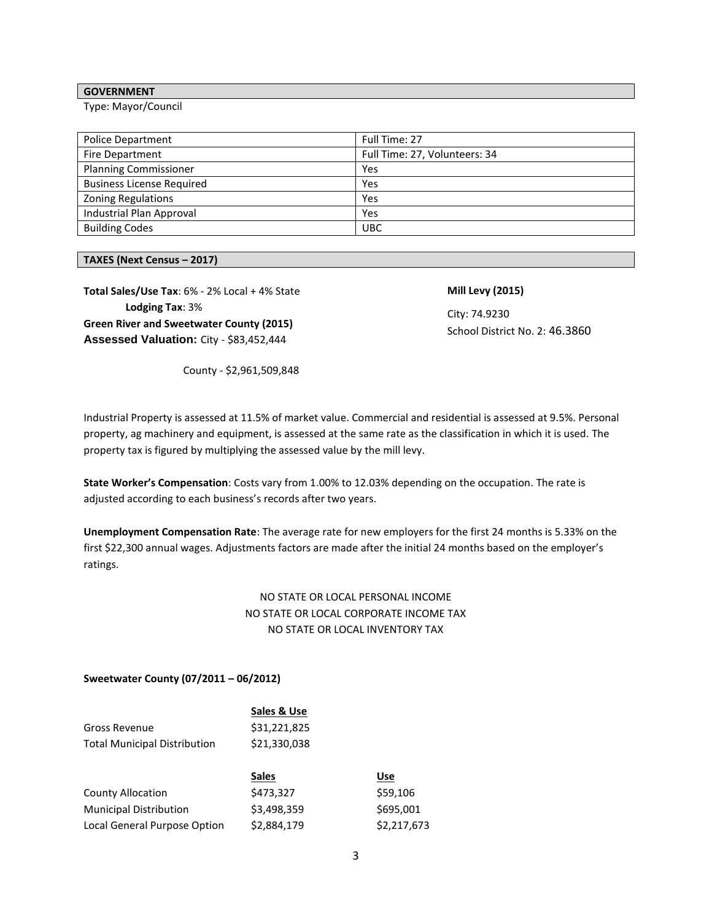## GOVERNMENT

Type: Mayor/Council

| | |
|---|---|
| Police Department | Full Time: 27 |
| Fire Department | Full Time: 27, Volunteers: 34 |
| Planning Commissioner | Yes |
| Business License Required | Yes |
| Zoning Regulations | Yes |
| Industrial Plan Approval | Yes |
| Building Codes | UBC |

## TAXES (Next Census – 2017)

**Total Sales/Use Tax**: 6% - 2% Local + 4% State

**Lodging Tax**: 3%

**Green River and Sweetwater County (2015)**

**Assessed Valuation:** City - $83,452,444

County - $2,961,509,848

**Mill Levy (2015)**

City: 74.9230

School District No. 2: 46.3860

Industrial Property is assessed at 11.5% of market value. Commercial and residential is assessed at 9.5%. Personal property, ag machinery and equipment, is assessed at the same rate as the classification in which it is used. The property tax is figured by multiplying the assessed value by the mill levy.

**State Worker's Compensation**: Costs vary from 1.00% to 12.03% depending on the occupation. The rate is adjusted according to each business's records after two years.

**Unemployment Compensation Rate**: The average rate for new employers for the first 24 months is 5.33% on the first $22,300 annual wages. Adjustments factors are made after the initial 24 months based on the employer's ratings.

NO STATE OR LOCAL PERSONAL INCOME

NO STATE OR LOCAL CORPORATE INCOME TAX

NO STATE OR LOCAL INVENTORY TAX

**Sweetwater County (07/2011 – 06/2012)**

| | Sales & Use |
|---|---|
| Gross Revenue | $31,221,825 |
| Total Municipal Distribution | $21,330,038 |

| | Sales | Use |
|---|---|---|
| County Allocation | $473,327 | $59,106 |
| Municipal Distribution | $3,498,359 | $695,001 |
| Local General Purpose Option | $2,884,179 | $2,217,673 |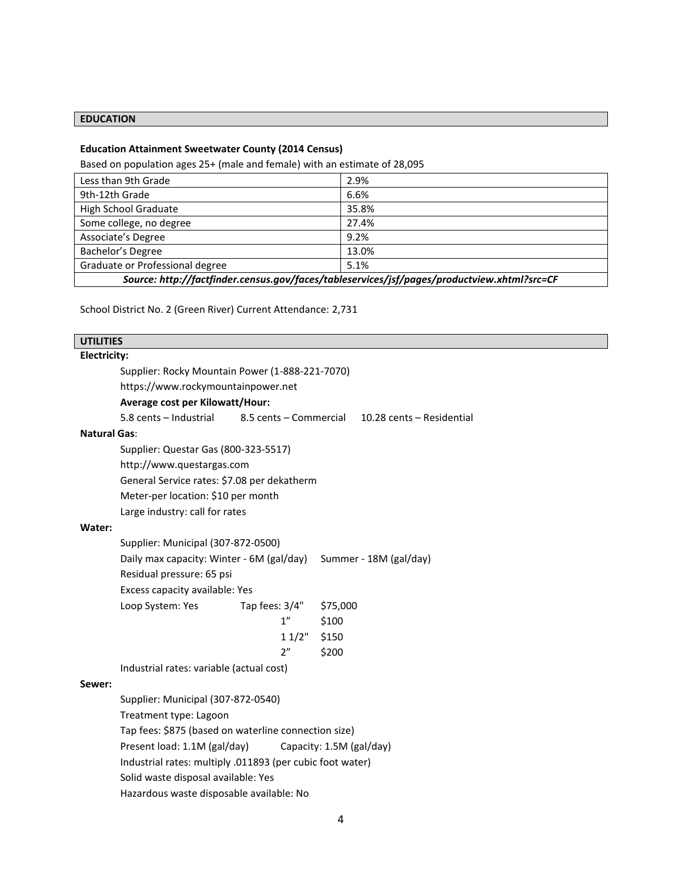## EDUCATION

**Education Attainment Sweetwater County (2014 Census)**

Based on population ages 25+ (male and female) with an estimate of 28,095

| Level | Percent |
|---|---|
| Less than 9th Grade | 2.9% |
| 9th-12th Grade | 6.6% |
| High School Graduate | 35.8% |
| Some college, no degree | 27.4% |
| Associate's Degree | 9.2% |
| Bachelor's Degree | 13.0% |
| Graduate or Professional degree | 5.1% |
| ***Source: http://factfinder.census.gov/faces/tableservices/jsf/pages/productview.xhtml?src=CF*** | |

School District No. 2 (Green River) Current Attendance: 2,731

## UTILITIES

**Electricity:**

Supplier: Rocky Mountain Power (1-888-221-7070)

https://www.rockymountainpower.net

**Average cost per Kilowatt/Hour:**

5.8 cents – Industrial    8.5 cents – Commercial    10.28 cents – Residential

**Natural Gas**:

Supplier: Questar Gas (800-323-5517)

http://www.questargas.com

General Service rates: $7.08 per dekatherm

Meter-per location: $10 per month

Large industry: call for rates

**Water:**

Supplier: Municipal (307-872-0500)

Daily max capacity: Winter - 6M (gal/day)    Summer - 18M (gal/day)

Residual pressure: 65 psi

Excess capacity available: Yes

Loop System: Yes

| Tap fees | |
|---|---|
| 3/4" | $75,000 |
| 1" | $100 |
| 1 1/2" | $150 |
| 2" | $200 |

Industrial rates: variable (actual cost)

**Sewer:**

Supplier: Municipal (307-872-0540)

Treatment type: Lagoon

Tap fees: $875 (based on waterline connection size)

Present load: 1.1M (gal/day)    Capacity: 1.5M (gal/day)

Industrial rates: multiply .011893 (per cubic foot water)

Solid waste disposal available: Yes

Hazardous waste disposable available: No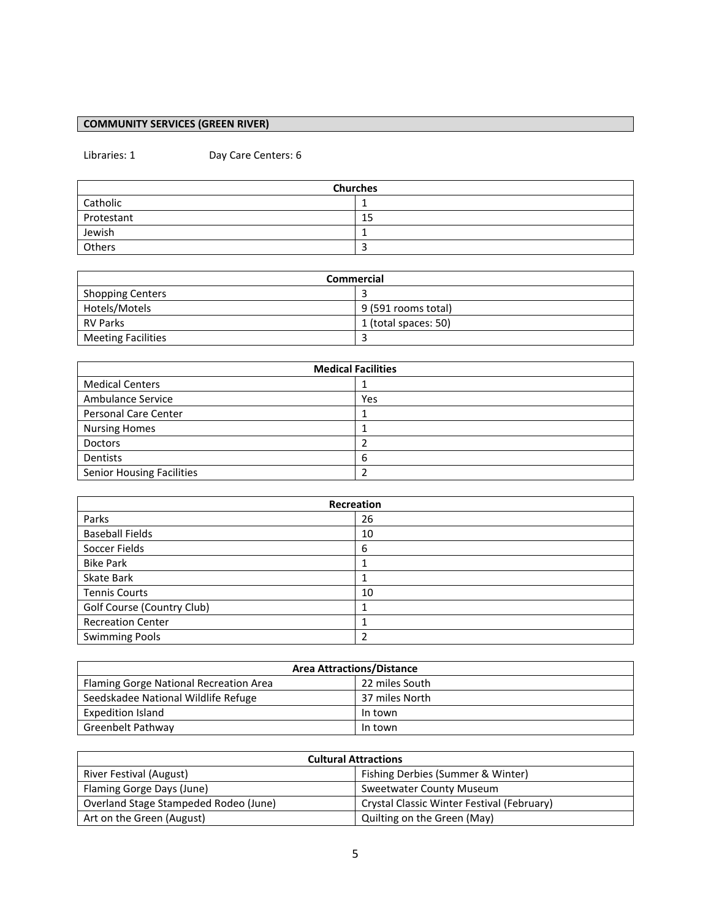## COMMUNITY SERVICES (GREEN RIVER)

Libraries: 1 Day Care Centers: 6

| Churches | |
|---|---|
| Catholic | 1 |
| Protestant | 15 |
| Jewish | 1 |
| Others | 3 |

| Commercial | |
|---|---|
| Shopping Centers | 3 |
| Hotels/Motels | 9 (591 rooms total) |
| RV Parks | 1 (total spaces: 50) |
| Meeting Facilities | 3 |

| Medical Facilities | |
|---|---|
| Medical Centers | 1 |
| Ambulance Service | Yes |
| Personal Care Center | 1 |
| Nursing Homes | 1 |
| Doctors | 2 |
| Dentists | 6 |
| Senior Housing Facilities | 2 |

| Recreation | |
|---|---|
| Parks | 26 |
| Baseball Fields | 10 |
| Soccer Fields | 6 |
| Bike Park | 1 |
| Skate Bark | 1 |
| Tennis Courts | 10 |
| Golf Course (Country Club) | 1 |
| Recreation Center | 1 |
| Swimming Pools | 2 |

| Area Attractions/Distance | |
|---|---|
| Flaming Gorge National Recreation Area | 22 miles South |
| Seedskadee National Wildlife Refuge | 37 miles North |
| Expedition Island | In town |
| Greenbelt Pathway | In town |

| Cultural Attractions | |
|---|---|
| River Festival (August) | Fishing Derbies (Summer & Winter) |
| Flaming Gorge Days (June) | Sweetwater County Museum |
| Overland Stage Stampeded Rodeo (June) | Crystal Classic Winter Festival (February) |
| Art on the Green (August) | Quilting on the Green (May) |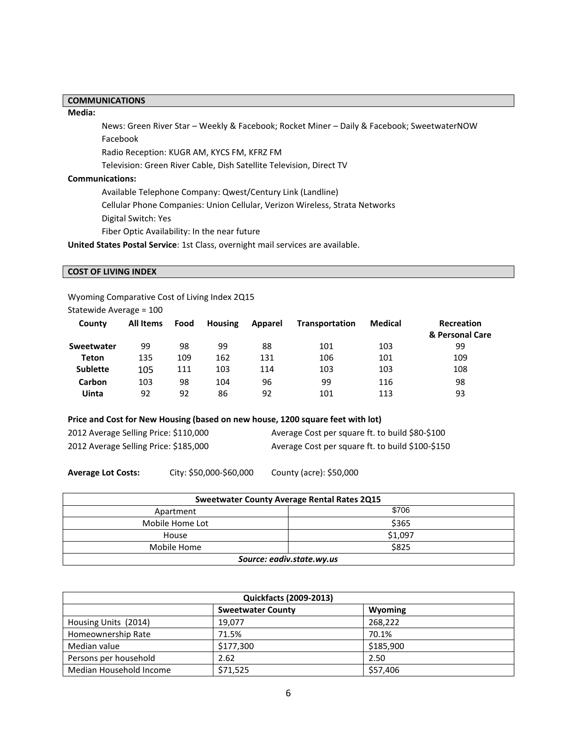## COMMUNICATIONS

**Media:**

News: Green River Star – Weekly & Facebook; Rocket Miner – Daily & Facebook; SweetwaterNOW Facebook

Radio Reception: KUGR AM, KYCS FM, KFRZ FM

Television: Green River Cable, Dish Satellite Television, Direct TV

**Communications:**

Available Telephone Company: Qwest/Century Link (Landline)

Cellular Phone Companies: Union Cellular, Verizon Wireless, Strata Networks

Digital Switch: Yes

Fiber Optic Availability: In the near future

**United States Postal Service**: 1st Class, overnight mail services are available.

## COST OF LIVING INDEX

Wyoming Comparative Cost of Living Index 2Q15

Statewide Average = 100

| County | All Items | Food | Housing | Apparel | Transportation | Medical | Recreation & Personal Care |
|---|---|---|---|---|---|---|---|
| **Sweetwater** | 99 | 98 | 99 | 88 | 101 | 103 | 99 |
| **Teton** | 135 | 109 | 162 | 131 | 106 | 101 | 109 |
| **Sublette** | 105 | 111 | 103 | 114 | 103 | 103 | 108 |
| **Carbon** | 103 | 98 | 104 | 96 | 99 | 116 | 98 |
| **Uinta** | 92 | 92 | 86 | 92 | 101 | 113 | 93 |

**Price and Cost for New Housing (based on new house, 1200 square feet with lot)**

2012 Average Selling Price: $110,000 — Average Cost per square ft. to build $80-$100

2012 Average Selling Price: $185,000 — Average Cost per square ft. to build $100-$150

**Average Lot Costs:** City: $50,000-$60,000 — County (acre): $50,000

| Sweetwater County Average Rental Rates 2Q15 | |
|---|---|
| Apartment | $706 |
| Mobile Home Lot | $365 |
| House | $1,097 |
| Mobile Home | $825 |
| ***Source: eadiv.state.wy.us*** | |

| Quickfacts (2009-2013) | | |
|---|---|---|
| | **Sweetwater County** | **Wyoming** |
| Housing Units (2014) | 19,077 | 268,222 |
| Homeownership Rate | 71.5% | 70.1% |
| Median value | $177,300 | $185,900 |
| Persons per household | 2.62 | 2.50 |
| Median Household Income | $71,525 | $57,406 |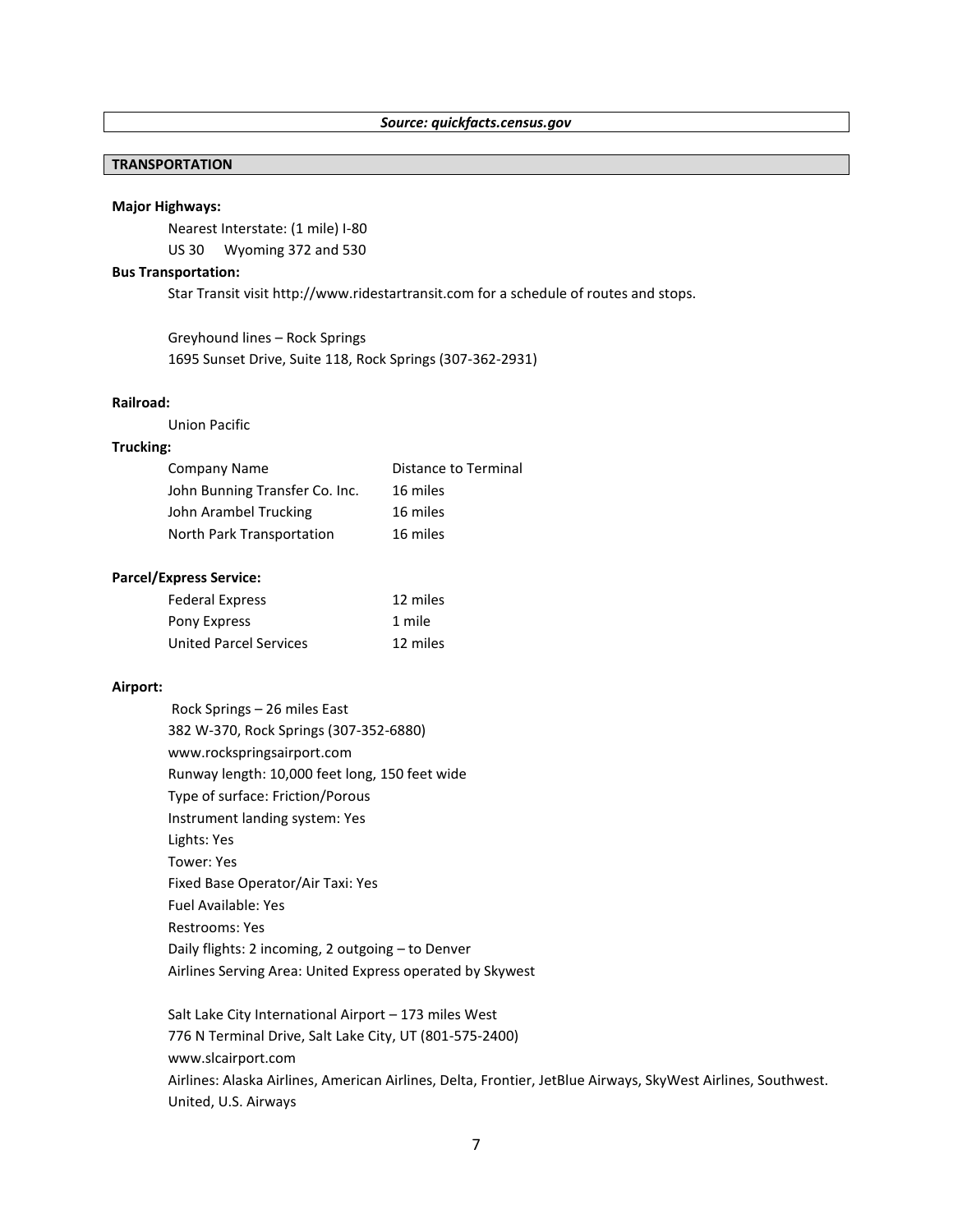***Source: quickfacts.census.gov***

## TRANSPORTATION

**Major Highways:**

Nearest Interstate: (1 mile) I-80

US 30 Wyoming 372 and 530

**Bus Transportation:**

Star Transit visit http://www.ridestartransit.com for a schedule of routes and stops.

Greyhound lines – Rock Springs
1695 Sunset Drive, Suite 118, Rock Springs (307-362-2931)

**Railroad:**

Union Pacific

**Trucking:**

| Company Name | Distance to Terminal |
|---|---|
| John Bunning Transfer Co. Inc. | 16 miles |
| John Arambel Trucking | 16 miles |
| North Park Transportation | 16 miles |

**Parcel/Express Service:**

| | |
|---|---|
| Federal Express | 12 miles |
| Pony Express | 1 mile |
| United Parcel Services | 12 miles |

**Airport:**

Rock Springs – 26 miles East
382 W-370, Rock Springs (307-352-6880)
www.rockspringsairport.com
Runway length: 10,000 feet long, 150 feet wide
Type of surface: Friction/Porous
Instrument landing system: Yes
Lights: Yes
Tower: Yes
Fixed Base Operator/Air Taxi: Yes
Fuel Available: Yes
Restrooms: Yes
Daily flights: 2 incoming, 2 outgoing – to Denver
Airlines Serving Area: United Express operated by Skywest

Salt Lake City International Airport – 173 miles West
776 N Terminal Drive, Salt Lake City, UT (801-575-2400)
www.slcairport.com
Airlines: Alaska Airlines, American Airlines, Delta, Frontier, JetBlue Airways, SkyWest Airlines, Southwest. United, U.S. Airways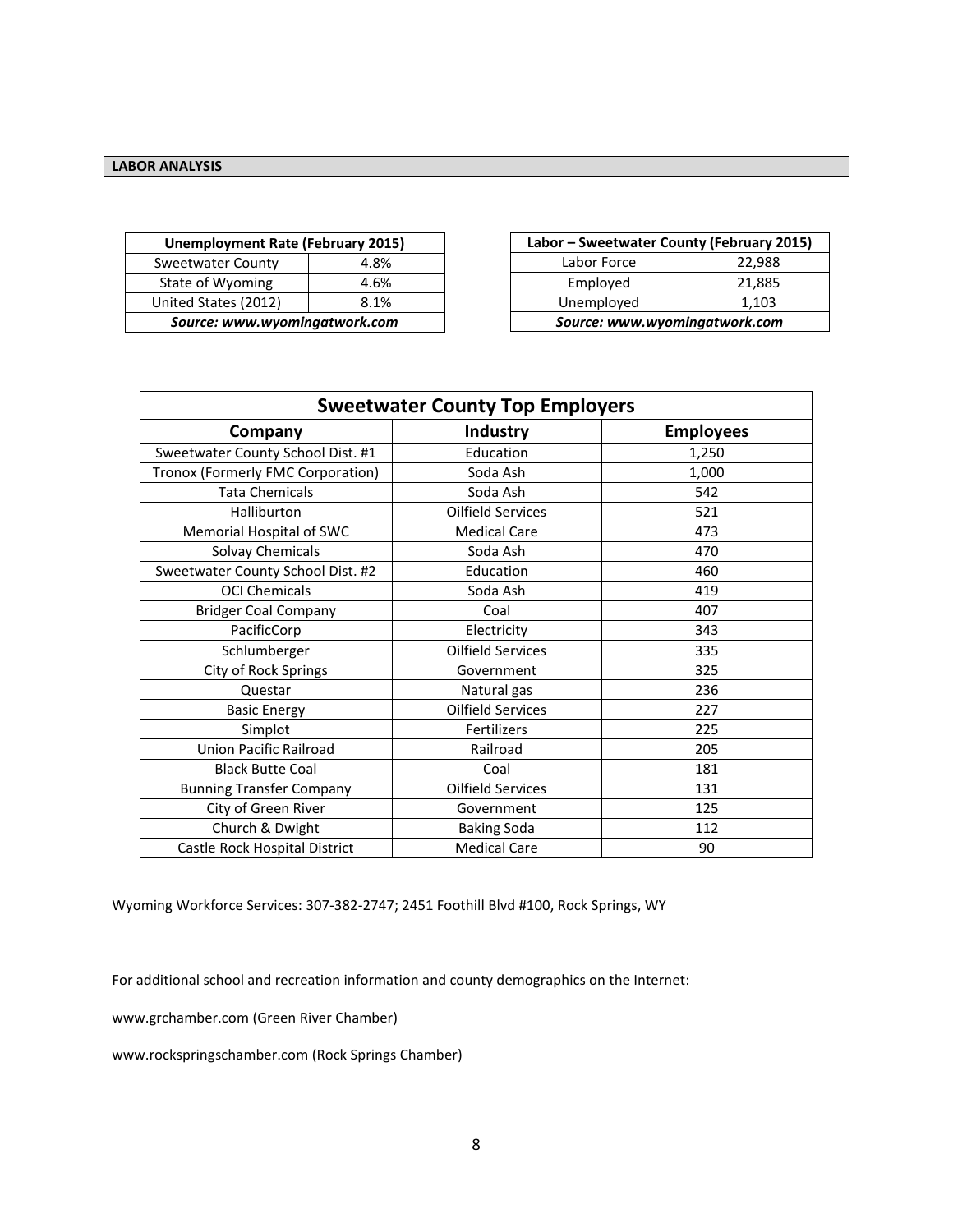## LABOR ANALYSIS

| Unemployment Rate (February 2015) | |
|---|---|
| Sweetwater County | 4.8% |
| State of Wyoming | 4.6% |
| United States (2012) | 8.1% |
| ***Source: www.wyomingatwork.com*** | |

| Labor – Sweetwater County (February 2015) | |
|---|---|
| Labor Force | 22,988 |
| Employed | 21,885 |
| Unemployed | 1,103 |
| ***Source: www.wyomingatwork.com*** | |

| Sweetwater County Top Employers | | |
|---|---|---|
| **Company** | **Industry** | **Employees** |
| Sweetwater County School Dist. #1 | Education | 1,250 |
| Tronox (Formerly FMC Corporation) | Soda Ash | 1,000 |
| Tata Chemicals | Soda Ash | 542 |
| Halliburton | Oilfield Services | 521 |
| Memorial Hospital of SWC | Medical Care | 473 |
| Solvay Chemicals | Soda Ash | 470 |
| Sweetwater County School Dist. #2 | Education | 460 |
| OCI Chemicals | Soda Ash | 419 |
| Bridger Coal Company | Coal | 407 |
| PacificCorp | Electricity | 343 |
| Schlumberger | Oilfield Services | 335 |
| City of Rock Springs | Government | 325 |
| Questar | Natural gas | 236 |
| Basic Energy | Oilfield Services | 227 |
| Simplot | Fertilizers | 225 |
| Union Pacific Railroad | Railroad | 205 |
| Black Butte Coal | Coal | 181 |
| Bunning Transfer Company | Oilfield Services | 131 |
| City of Green River | Government | 125 |
| Church & Dwight | Baking Soda | 112 |
| Castle Rock Hospital District | Medical Care | 90 |

Wyoming Workforce Services: 307-382-2747; 2451 Foothill Blvd #100, Rock Springs, WY

For additional school and recreation information and county demographics on the Internet:

www.grchamber.com (Green River Chamber)

www.rockspringschamber.com (Rock Springs Chamber)